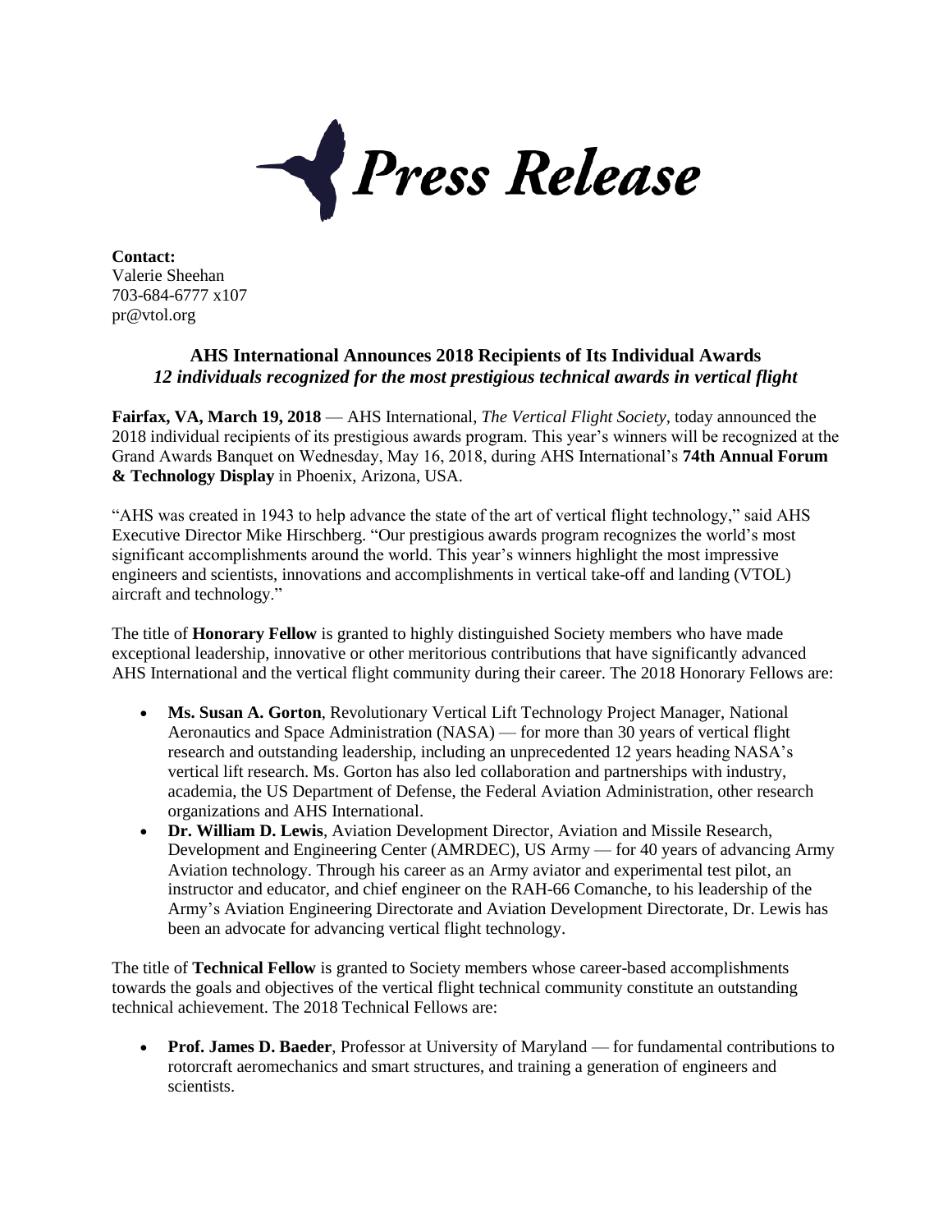# *Press Release*

**Contact:**
Valerie Sheehan
703-684-6777 x107
pr@vtol.org

## AHS International Announces 2018 Recipients of Its Individual Awards

### *12 individuals recognized for the most prestigious technical awards in vertical flight*

**Fairfax, VA, March 19, 2018** — AHS International, *The Vertical Flight Society*, today announced the 2018 individual recipients of its prestigious awards program. This year's winners will be recognized at the Grand Awards Banquet on Wednesday, May 16, 2018, during AHS International's **74th Annual Forum & Technology Display** in Phoenix, Arizona, USA.

"AHS was created in 1943 to help advance the state of the art of vertical flight technology," said AHS Executive Director Mike Hirschberg. "Our prestigious awards program recognizes the world's most significant accomplishments around the world. This year's winners highlight the most impressive engineers and scientists, innovations and accomplishments in vertical take-off and landing (VTOL) aircraft and technology."

The title of **Honorary Fellow** is granted to highly distinguished Society members who have made exceptional leadership, innovative or other meritorious contributions that have significantly advanced AHS International and the vertical flight community during their career. The 2018 Honorary Fellows are:

- **Ms. Susan A. Gorton**, Revolutionary Vertical Lift Technology Project Manager, National Aeronautics and Space Administration (NASA) — for more than 30 years of vertical flight research and outstanding leadership, including an unprecedented 12 years heading NASA's vertical lift research. Ms. Gorton has also led collaboration and partnerships with industry, academia, the US Department of Defense, the Federal Aviation Administration, other research organizations and AHS International.
- **Dr. William D. Lewis**, Aviation Development Director, Aviation and Missile Research, Development and Engineering Center (AMRDEC), US Army — for 40 years of advancing Army Aviation technology. Through his career as an Army aviator and experimental test pilot, an instructor and educator, and chief engineer on the RAH-66 Comanche, to his leadership of the Army's Aviation Engineering Directorate and Aviation Development Directorate, Dr. Lewis has been an advocate for advancing vertical flight technology.

The title of **Technical Fellow** is granted to Society members whose career-based accomplishments towards the goals and objectives of the vertical flight technical community constitute an outstanding technical achievement. The 2018 Technical Fellows are:

- **Prof. James D. Baeder**, Professor at University of Maryland — for fundamental contributions to rotorcraft aeromechanics and smart structures, and training a generation of engineers and scientists.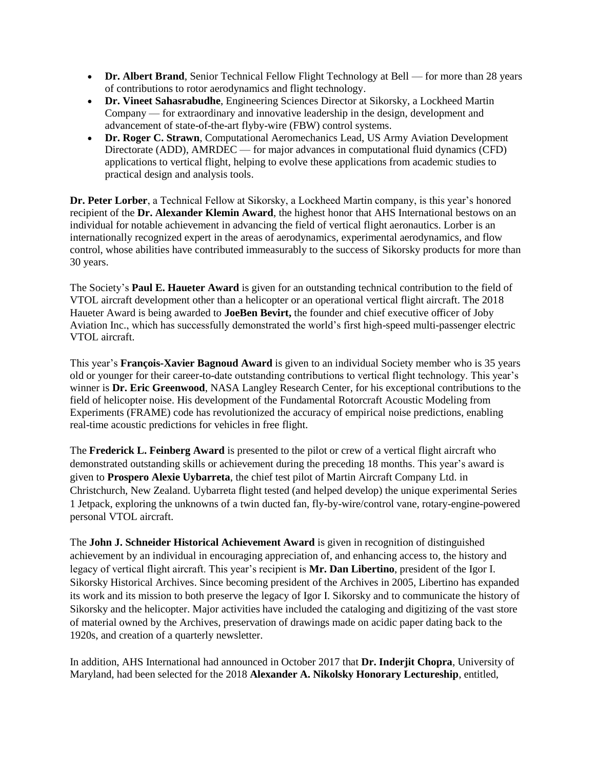- **Dr. Albert Brand**, Senior Technical Fellow Flight Technology at Bell — for more than 28 years of contributions to rotor aerodynamics and flight technology.
- **Dr. Vineet Sahasrabudhe**, Engineering Sciences Director at Sikorsky, a Lockheed Martin Company — for extraordinary and innovative leadership in the design, development and advancement of state-of-the-art flyby-wire (FBW) control systems.
- **Dr. Roger C. Strawn**, Computational Aeromechanics Lead, US Army Aviation Development Directorate (ADD), AMRDEC — for major advances in computational fluid dynamics (CFD) applications to vertical flight, helping to evolve these applications from academic studies to practical design and analysis tools.

**Dr. Peter Lorber**, a Technical Fellow at Sikorsky, a Lockheed Martin company, is this year's honored recipient of the **Dr. Alexander Klemin Award**, the highest honor that AHS International bestows on an individual for notable achievement in advancing the field of vertical flight aeronautics. Lorber is an internationally recognized expert in the areas of aerodynamics, experimental aerodynamics, and flow control, whose abilities have contributed immeasurably to the success of Sikorsky products for more than 30 years.

The Society's **Paul E. Haueter Award** is given for an outstanding technical contribution to the field of VTOL aircraft development other than a helicopter or an operational vertical flight aircraft. The 2018 Haueter Award is being awarded to **JoeBen Bevirt,** the founder and chief executive officer of Joby Aviation Inc., which has successfully demonstrated the world's first high-speed multi-passenger electric VTOL aircraft.

This year's **François-Xavier Bagnoud Award** is given to an individual Society member who is 35 years old or younger for their career-to-date outstanding contributions to vertical flight technology. This year's winner is **Dr. Eric Greenwood**, NASA Langley Research Center, for his exceptional contributions to the field of helicopter noise. His development of the Fundamental Rotorcraft Acoustic Modeling from Experiments (FRAME) code has revolutionized the accuracy of empirical noise predictions, enabling real-time acoustic predictions for vehicles in free flight.

The **Frederick L. Feinberg Award** is presented to the pilot or crew of a vertical flight aircraft who demonstrated outstanding skills or achievement during the preceding 18 months. This year's award is given to **Prospero Alexie Uybarreta**, the chief test pilot of Martin Aircraft Company Ltd. in Christchurch, New Zealand. Uybarreta flight tested (and helped develop) the unique experimental Series 1 Jetpack, exploring the unknowns of a twin ducted fan, fly-by-wire/control vane, rotary-engine-powered personal VTOL aircraft.

The **John J. Schneider Historical Achievement Award** is given in recognition of distinguished achievement by an individual in encouraging appreciation of, and enhancing access to, the history and legacy of vertical flight aircraft. This year's recipient is **Mr. Dan Libertino**, president of the Igor I. Sikorsky Historical Archives. Since becoming president of the Archives in 2005, Libertino has expanded its work and its mission to both preserve the legacy of Igor I. Sikorsky and to communicate the history of Sikorsky and the helicopter. Major activities have included the cataloging and digitizing of the vast store of material owned by the Archives, preservation of drawings made on acidic paper dating back to the 1920s, and creation of a quarterly newsletter.

In addition, AHS International had announced in October 2017 that **Dr. Inderjit Chopra**, University of Maryland, had been selected for the 2018 **Alexander A. Nikolsky Honorary Lectureship**, entitled,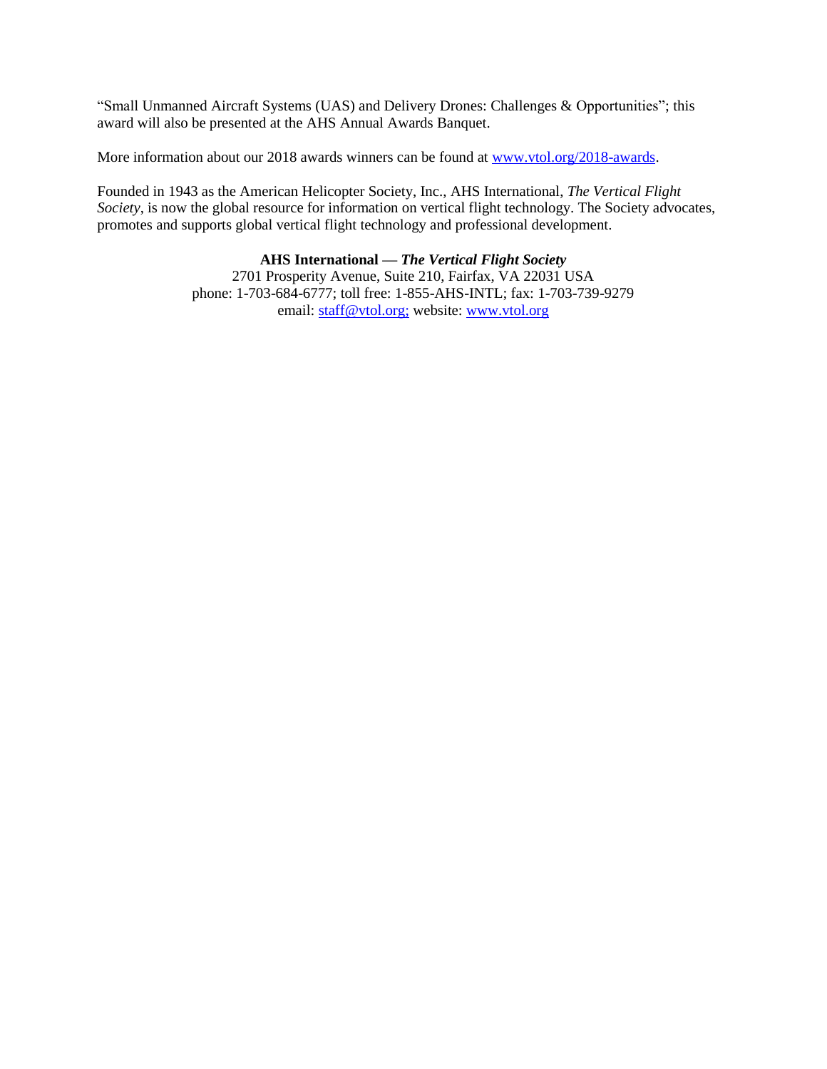"Small Unmanned Aircraft Systems (UAS) and Delivery Drones: Challenges & Opportunities"; this award will also be presented at the AHS Annual Awards Banquet.

More information about our 2018 awards winners can be found at [www.vtol.org/2018-awards](http://www.vtol.org/2018-awards).

Founded in 1943 as the American Helicopter Society, Inc., AHS International, *The Vertical Flight Society*, is now the global resource for information on vertical flight technology. The Society advocates, promotes and supports global vertical flight technology and professional development.

**AHS International — *The Vertical Flight Society***
2701 Prosperity Avenue, Suite 210, Fairfax, VA 22031 USA
phone: 1-703-684-6777; toll free: 1-855-AHS-INTL; fax: 1-703-739-9279
email: [staff@vtol.org;](mailto:staff@vtol.org) website: [www.vtol.org](http://www.vtol.org)